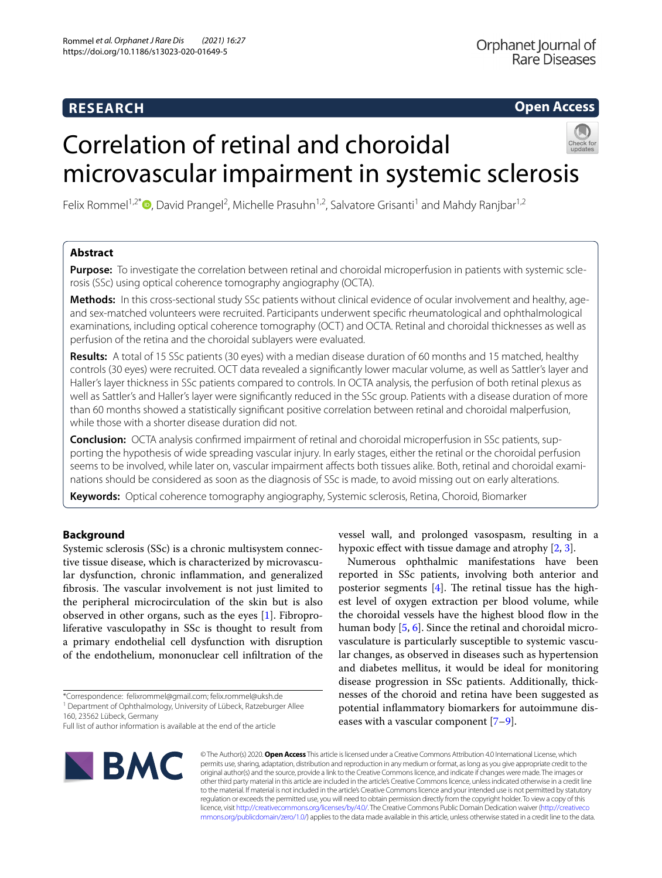RESEARCH

Open Access

# Correlation of retinal and choroidal microvascular impairment in systemic sclerosis

Felix Rommel[1,2*], David Prangel[2], Michelle Prasuhn[1,2], Salvatore Grisanti[1] and Mahdy Ranjbar[1,2]

## Abstract

**Purpose:** To investigate the correlation between retinal and choroidal microperfusion in patients with systemic sclerosis (SSc) using optical coherence tomography angiography (OCTA).

**Methods:** In this cross-sectional study SSc patients without clinical evidence of ocular involvement and healthy, age- and sex-matched volunteers were recruited. Participants underwent specific rheumatological and ophthalmological examinations, including optical coherence tomography (OCT) and OCTA. Retinal and choroidal thicknesses as well as perfusion of the retina and the choroidal sublayers were evaluated.

**Results:** A total of 15 SSc patients (30 eyes) with a median disease duration of 60 months and 15 matched, healthy controls (30 eyes) were recruited. OCT data revealed a significantly lower macular volume, as well as Sattler's layer and Haller's layer thickness in SSc patients compared to controls. In OCTA analysis, the perfusion of both retinal plexus as well as Sattler's and Haller's layer were significantly reduced in the SSc group. Patients with a disease duration of more than 60 months showed a statistically significant positive correlation between retinal and choroidal malperfusion, while those with a shorter disease duration did not.

**Conclusion:** OCTA analysis confirmed impairment of retinal and choroidal microperfusion in SSc patients, supporting the hypothesis of wide spreading vascular injury. In early stages, either the retinal or the choroidal perfusion seems to be involved, while later on, vascular impairment affects both tissues alike. Both, retinal and choroidal examinations should be considered as soon as the diagnosis of SSc is made, to avoid missing out on early alterations.

**Keywords:** Optical coherence tomography angiography, Systemic sclerosis, Retina, Choroid, Biomarker

## Background

Systemic sclerosis (SSc) is a chronic multisystem connective tissue disease, which is characterized by microvascular dysfunction, chronic inflammation, and generalized fibrosis. The vascular involvement is not just limited to the peripheral microcirculation of the skin but is also observed in other organs, such as the eyes [1]. Fibroproliferative vasculopathy in SSc is thought to result from a primary endothelial cell dysfunction with disruption of the endothelium, mononuclear cell infiltration of the vessel wall, and prolonged vasospasm, resulting in a hypoxic effect with tissue damage and atrophy [2, 3].

Numerous ophthalmic manifestations have been reported in SSc patients, involving both anterior and posterior segments [4]. The retinal tissue has the highest level of oxygen extraction per blood volume, while the choroidal vessels have the highest blood flow in the human body [5, 6]. Since the retinal and choroidal microvasculature is particularly susceptible to systemic vascular changes, as observed in diseases such as hypertension and diabetes mellitus, it would be ideal for monitoring disease progression in SSc patients. Additionally, thicknesses of the choroid and retina have been suggested as potential inflammatory biomarkers for autoimmune diseases with a vascular component [7–9].

*Correspondence: felixrommel@gmail.com; felix.rommel@uksh.de
[1] Department of Ophthalmology, University of Lübeck, Ratzeburger Allee 160, 23562 Lübeck, Germany
Full list of author information is available at the end of the article

© The Author(s) 2020. **Open Access** This article is licensed under a Creative Commons Attribution 4.0 International License, which permits use, sharing, adaptation, distribution and reproduction in any medium or format, as long as you give appropriate credit to the original author(s) and the source, provide a link to the Creative Commons licence, and indicate if changes were made. The images or other third party material in this article are included in the article's Creative Commons licence, unless indicated otherwise in a credit line to the material. If material is not included in the article's Creative Commons licence and your intended use is not permitted by statutory regulation or exceeds the permitted use, you will need to obtain permission directly from the copyright holder. To view a copy of this licence, visit http://creativecommons.org/licenses/by/4.0/. The Creative Commons Public Domain Dedication waiver (http://creativecommons.org/publicdomain/zero/1.0/) applies to the data made available in this article, unless otherwise stated in a credit line to the data.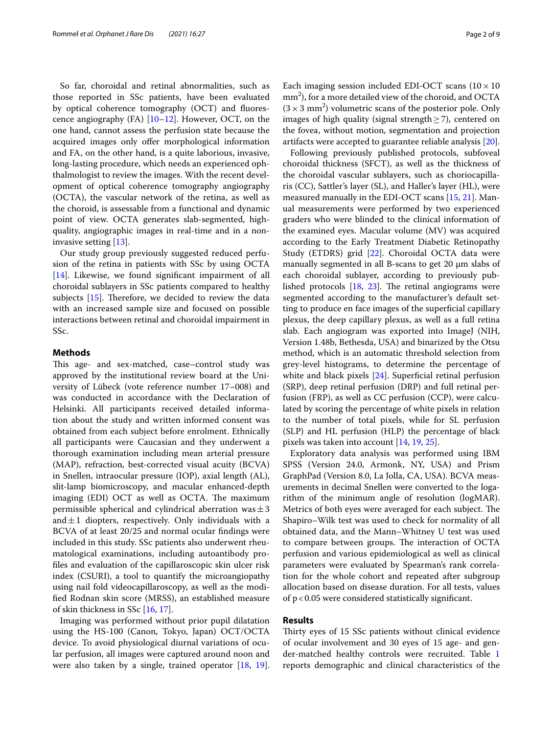So far, choroidal and retinal abnormalities, such as those reported in SSc patients, have been evaluated by optical coherence tomography (OCT) and fluorescence angiography (FA) [10–12]. However, OCT, on the one hand, cannot assess the perfusion state because the acquired images only offer morphological information and FA, on the other hand, is a quite laborious, invasive, long-lasting procedure, which needs an experienced ophthalmologist to review the images. With the recent development of optical coherence tomography angiography (OCTA), the vascular network of the retina, as well as the choroid, is assessable from a functional and dynamic point of view. OCTA generates slab-segmented, high-quality, angiographic images in real-time and in a non-invasive setting [13].

Our study group previously suggested reduced perfusion of the retina in patients with SSc by using OCTA [14]. Likewise, we found significant impairment of all choroidal sublayers in SSc patients compared to healthy subjects [15]. Therefore, we decided to review the data with an increased sample size and focused on possible interactions between retinal and choroidal impairment in SSc.

## Methods

This age- and sex-matched, case–control study was approved by the institutional review board at the University of Lübeck (vote reference number 17–008) and was conducted in accordance with the Declaration of Helsinki. All participants received detailed information about the study and written informed consent was obtained from each subject before enrolment. Ethnically all participants were Caucasian and they underwent a thorough examination including mean arterial pressure (MAP), refraction, best-corrected visual acuity (BCVA) in Snellen, intraocular pressure (IOP), axial length (AL), slit-lamp biomicroscopy, and macular enhanced-depth imaging (EDI) OCT as well as OCTA. The maximum permissible spherical and cylindrical aberration was $\pm 3$ and $\pm 1$ diopters, respectively. Only individuals with a BCVA of at least 20/25 and normal ocular findings were included in this study. SSc patients also underwent rheumatological examinations, including autoantibody profiles and evaluation of the capillaroscopic skin ulcer risk index (CSURI), a tool to quantify the microangiopathy using nail fold videocapillaroscopy, as well as the modified Rodnan skin score (MRSS), an established measure of skin thickness in SSc [16, 17].

Imaging was performed without prior pupil dilatation using the HS-100 (Canon, Tokyo, Japan) OCT/OCTA device. To avoid physiological diurnal variations of ocular perfusion, all images were captured around noon and were also taken by a single, trained operator [18, 19]. Each imaging session included EDI-OCT scans ($10 \times 10$ mm$^2$), for a more detailed view of the choroid, and OCTA ($3 \times 3$ mm$^2$) volumetric scans of the posterior pole. Only images of high quality (signal strength $\geq 7$), centered on the fovea, without motion, segmentation and projection artifacts were accepted to guarantee reliable analysis [20].

Following previously published protocols, subfoveal choroidal thickness (SFCT), as well as the thickness of the choroidal vascular sublayers, such as choriocapillaris (CC), Sattler's layer (SL), and Haller's layer (HL), were measured manually in the EDI-OCT scans [15, 21]. Manual measurements were performed by two experienced graders who were blinded to the clinical information of the examined eyes. Macular volume (MV) was acquired according to the Early Treatment Diabetic Retinopathy Study (ETDRS) grid [22]. Choroidal OCTA data were manually segmented in all B-scans to get 20 μm slabs of each choroidal sublayer, according to previously published protocols [18, 23]. The retinal angiograms were segmented according to the manufacturer's default setting to produce en face images of the superficial capillary plexus, the deep capillary plexus, as well as a full retina slab. Each angiogram was exported into ImageJ (NIH, Version 1.48b, Bethesda, USA) and binarized by the Otsu method, which is an automatic threshold selection from grey-level histograms, to determine the percentage of white and black pixels [24]. Superficial retinal perfusion (SRP), deep retinal perfusion (DRP) and full retinal perfusion (FRP), as well as CC perfusion (CCP), were calculated by scoring the percentage of white pixels in relation to the number of total pixels, while for SL perfusion (SLP) and HL perfusion (HLP) the percentage of black pixels was taken into account [14, 19, 25].

Exploratory data analysis was performed using IBM SPSS (Version 24.0, Armonk, NY, USA) and Prism GraphPad (Version 8.0, La Jolla, CA, USA). BCVA measurements in decimal Snellen were converted to the logarithm of the minimum angle of resolution (logMAR). Metrics of both eyes were averaged for each subject. The Shapiro–Wilk test was used to check for normality of all obtained data, and the Mann–Whitney U test was used to compare between groups. The interaction of OCTA perfusion and various epidemiological as well as clinical parameters were evaluated by Spearman's rank correlation for the whole cohort and repeated after subgroup allocation based on disease duration. For all tests, values of $p < 0.05$ were considered statistically significant.

## Results

Thirty eyes of 15 SSc patients without clinical evidence of ocular involvement and 30 eyes of 15 age- and gender-matched healthy controls were recruited. Table 1 reports demographic and clinical characteristics of the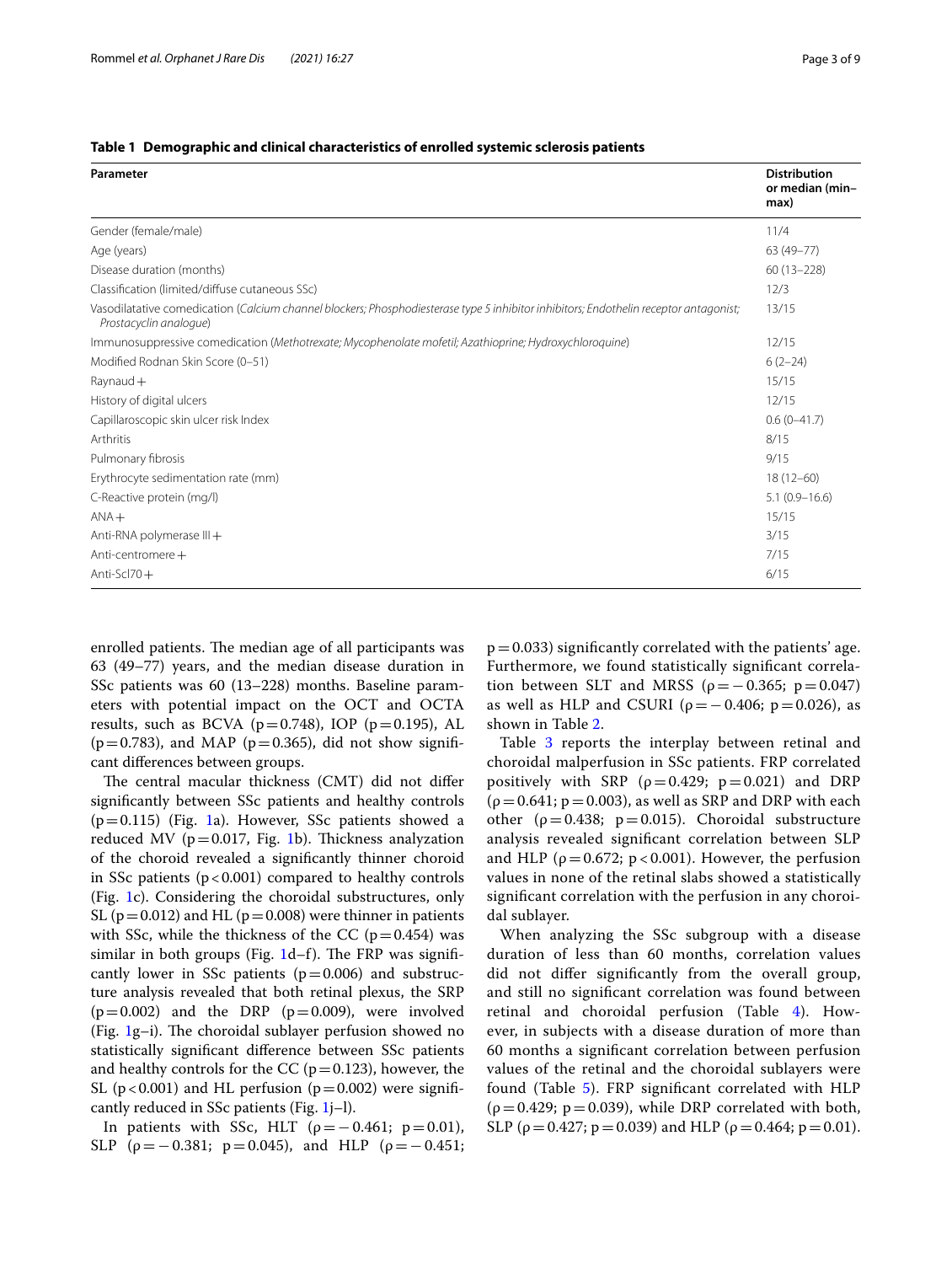**Table 1 Demographic and clinical characteristics of enrolled systemic sclerosis patients**

| Parameter | Distribution or median (min–max) |
|---|---|
| Gender (female/male) | 11/4 |
| Age (years) | 63 (49–77) |
| Disease duration (months) | 60 (13–228) |
| Classification (limited/diffuse cutaneous SSc) | 12/3 |
| Vasodilatative comedication (*Calcium channel blockers; Phosphodiesterase type 5 inhibitor inhibitors; Endothelin receptor antagonist; Prostacyclin analogue*) | 13/15 |
| Immunosuppressive comedication (*Methotrexate; Mycophenolate mofetil; Azathioprine; Hydroxychloroquine*) | 12/15 |
| Modified Rodnan Skin Score (0–51) | 6 (2–24) |
| Raynaud + | 15/15 |
| History of digital ulcers | 12/15 |
| Capillaroscopic skin ulcer risk Index | 0.6 (0–41.7) |
| Arthritis | 8/15 |
| Pulmonary fibrosis | 9/15 |
| Erythrocyte sedimentation rate (mm) | 18 (12–60) |
| C-Reactive protein (mg/l) | 5.1 (0.9–16.6) |
| ANA + | 15/15 |
| Anti-RNA polymerase III + | 3/15 |
| Anti-centromere + | 7/15 |
| Anti-Scl70 + | 6/15 |

enrolled patients. The median age of all participants was 63 (49–77) years, and the median disease duration in SSc patients was 60 (13–228) months. Baseline parameters with potential impact on the OCT and OCTA results, such as BCVA ($p=0.748$), IOP ($p=0.195$), AL ($p=0.783$), and MAP ($p=0.365$), did not show significant differences between groups.

The central macular thickness (CMT) did not differ significantly between SSc patients and healthy controls ($p=0.115$) (Fig. 1a). However, SSc patients showed a reduced MV ($p=0.017$, Fig. 1b). Thickness analyzation of the choroid revealed a significantly thinner choroid in SSc patients ($p<0.001$) compared to healthy controls (Fig. 1c). Considering the choroidal substructures, only SL ($p=0.012$) and HL ($p=0.008$) were thinner in patients with SSc, while the thickness of the CC ($p=0.454$) was similar in both groups (Fig. 1d–f). The FRP was significantly lower in SSc patients ($p=0.006$) and substructure analysis revealed that both retinal plexus, the SRP ($p=0.002$) and the DRP ($p=0.009$), were involved (Fig. 1g–i). The choroidal sublayer perfusion showed no statistically significant difference between SSc patients and healthy controls for the CC ($p=0.123$), however, the SL ($p<0.001$) and HL perfusion ($p=0.002$) were significantly reduced in SSc patients (Fig. 1j–l).

In patients with SSc, HLT ($\rho=-0.461$; $p=0.01$), SLP ($\rho=-0.381$; $p=0.045$), and HLP ($\rho=-0.451$; $p=0.033$) significantly correlated with the patients' age. Furthermore, we found statistically significant correlation between SLT and MRSS ($\rho=-0.365$; $p=0.047$) as well as HLP and CSURI ($\rho=-0.406$; $p=0.026$), as shown in Table 2.

Table 3 reports the interplay between retinal and choroidal malperfusion in SSc patients. FRP correlated positively with SRP ($\rho=0.429$; $p=0.021$) and DRP ($\rho=0.641$; $p=0.003$), as well as SRP and DRP with each other ($\rho=0.438$; $p=0.015$). Choroidal substructure analysis revealed significant correlation between SLP and HLP ($\rho=0.672$; $p<0.001$). However, the perfusion values in none of the retinal slabs showed a statistically significant correlation with the perfusion in any choroidal sublayer.

When analyzing the SSc subgroup with a disease duration of less than 60 months, correlation values did not differ significantly from the overall group, and still no significant correlation was found between retinal and choroidal perfusion (Table 4). However, in subjects with a disease duration of more than 60 months a significant correlation between perfusion values of the retinal and the choroidal sublayers were found (Table 5). FRP significant correlated with HLP ($\rho=0.429$; $p=0.039$), while DRP correlated with both, SLP ($\rho=0.427$; $p=0.039$) and HLP ($\rho=0.464$; $p=0.01$).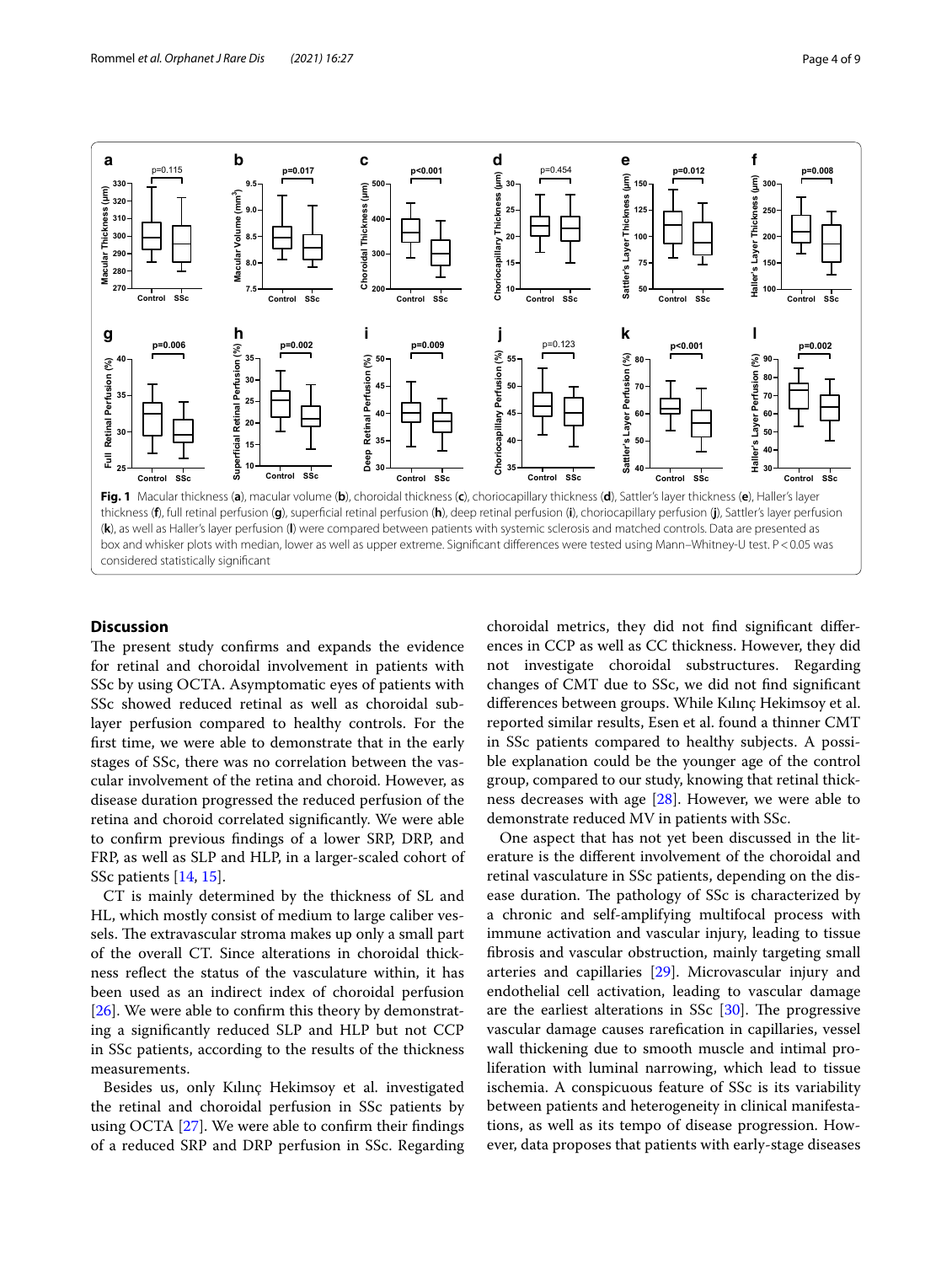**Fig. 1** Macular thickness (**a**), macular volume (**b**), choroidal thickness (**c**), choriocapillary thickness (**d**), Sattler's layer thickness (**e**), Haller's layer thickness (**f**), full retinal perfusion (**g**), superficial retinal perfusion (**h**), deep retinal perfusion (**i**), choriocapillary perfusion (**j**), Sattler's layer perfusion (**k**), as well as Haller's layer perfusion (**l**) were compared between patients with systemic sclerosis and matched controls. Data are presented as box and whisker plots with median, lower as well as upper extreme. Significant differences were tested using Mann–Whitney-U test. P < 0.05 was considered statistically significant

## Discussion

The present study confirms and expands the evidence for retinal and choroidal involvement in patients with SSc by using OCTA. Asymptomatic eyes of patients with SSc showed reduced retinal as well as choroidal sublayer perfusion compared to healthy controls. For the first time, we were able to demonstrate that in the early stages of SSc, there was no correlation between the vascular involvement of the retina and choroid. However, as disease duration progressed the reduced perfusion of the retina and choroid correlated significantly. We were able to confirm previous findings of a lower SRP, DRP, and FRP, as well as SLP and HLP, in a larger-scaled cohort of SSc patients [14, 15].

CT is mainly determined by the thickness of SL and HL, which mostly consist of medium to large caliber vessels. The extravascular stroma makes up only a small part of the overall CT. Since alterations in choroidal thickness reflect the status of the vasculature within, it has been used as an indirect index of choroidal perfusion [26]. We were able to confirm this theory by demonstrating a significantly reduced SLP and HLP but not CCP in SSc patients, according to the results of the thickness measurements.

Besides us, only Kılınç Hekimsoy et al. investigated the retinal and choroidal perfusion in SSc patients by using OCTA [27]. We were able to confirm their findings of a reduced SRP and DRP perfusion in SSc. Regarding choroidal metrics, they did not find significant differences in CCP as well as CC thickness. However, they did not investigate choroidal substructures. Regarding changes of CMT due to SSc, we did not find significant differences between groups. While Kılınç Hekimsoy et al. reported similar results, Esen et al. found a thinner CMT in SSc patients compared to healthy subjects. A possible explanation could be the younger age of the control group, compared to our study, knowing that retinal thickness decreases with age [28]. However, we were able to demonstrate reduced MV in patients with SSc.

One aspect that has not yet been discussed in the literature is the different involvement of the choroidal and retinal vasculature in SSc patients, depending on the disease duration. The pathology of SSc is characterized by a chronic and self-amplifying multifocal process with immune activation and vascular injury, leading to tissue fibrosis and vascular obstruction, mainly targeting small arteries and capillaries [29]. Microvascular injury and endothelial cell activation, leading to vascular damage are the earliest alterations in SSc [30]. The progressive vascular damage causes rarefication in capillaries, vessel wall thickening due to smooth muscle and intimal proliferation with luminal narrowing, which lead to tissue ischemia. A conspicuous feature of SSc is its variability between patients and heterogeneity in clinical manifestations, as well as its tempo of disease progression. However, data proposes that patients with early-stage diseases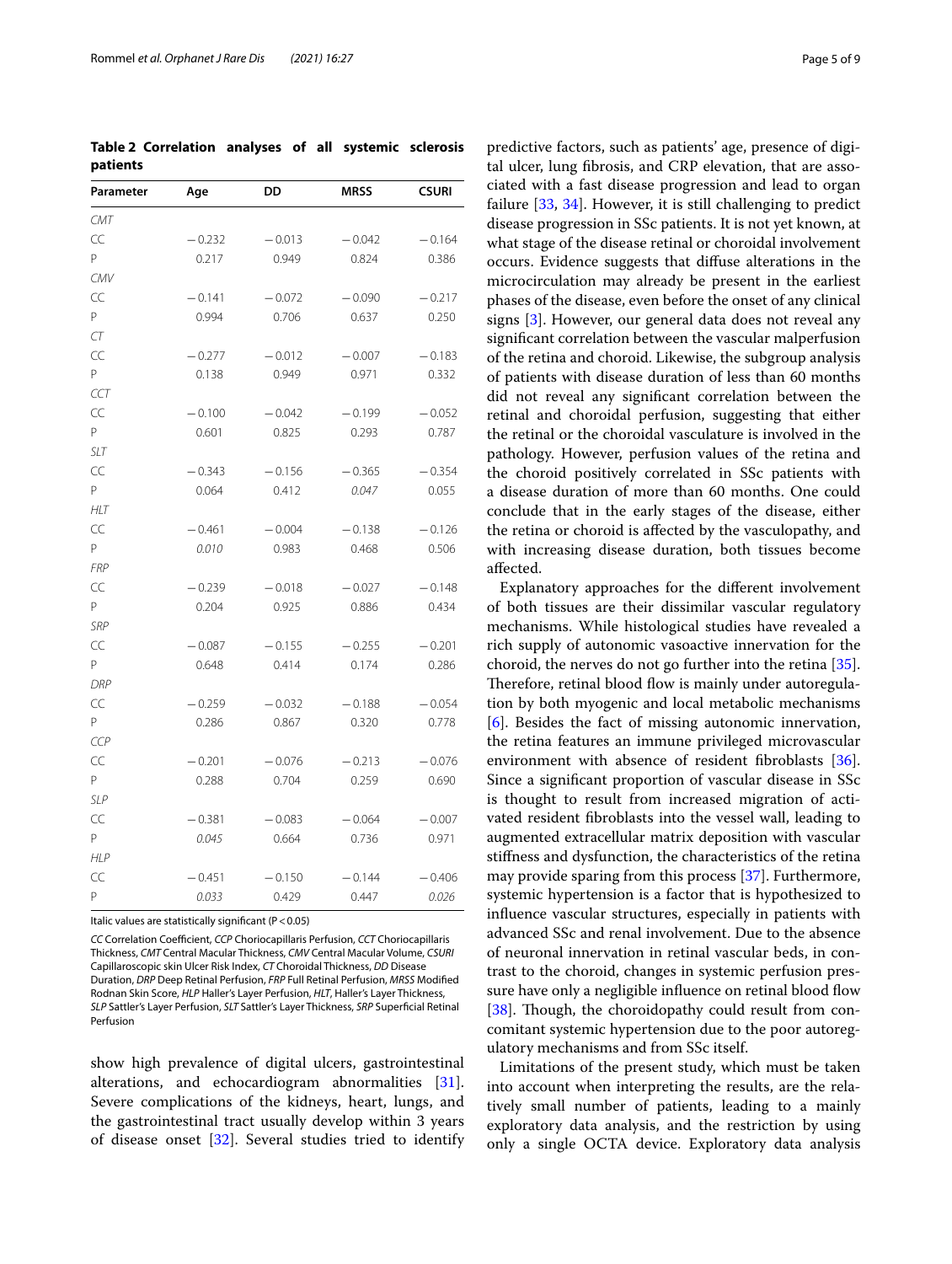**Table 2 Correlation analyses of all systemic sclerosis patients**

| Parameter | Age | DD | MRSS | CSURI |
|---|---|---|---|---|
| *CMT* | | | | |
| CC | −0.232 | −0.013 | −0.042 | −0.164 |
| P | 0.217 | 0.949 | 0.824 | 0.386 |
| *CMV* | | | | |
| CC | −0.141 | −0.072 | −0.090 | −0.217 |
| P | 0.994 | 0.706 | 0.637 | 0.250 |
| *CT* | | | | |
| CC | −0.277 | −0.012 | −0.007 | −0.183 |
| P | 0.138 | 0.949 | 0.971 | 0.332 |
| *CCT* | | | | |
| CC | −0.100 | −0.042 | −0.199 | −0.052 |
| P | 0.601 | 0.825 | 0.293 | 0.787 |
| *SLT* | | | | |
| CC | −0.343 | −0.156 | −0.365 | −0.354 |
| P | 0.064 | 0.412 | *0.047* | 0.055 |
| *HLT* | | | | |
| CC | −0.461 | −0.004 | −0.138 | −0.126 |
| P | *0.010* | 0.983 | 0.468 | 0.506 |
| *FRP* | | | | |
| CC | −0.239 | −0.018 | −0.027 | −0.148 |
| P | 0.204 | 0.925 | 0.886 | 0.434 |
| *SRP* | | | | |
| CC | −0.087 | −0.155 | −0.255 | −0.201 |
| P | 0.648 | 0.414 | 0.174 | 0.286 |
| *DRP* | | | | |
| CC | −0.259 | −0.032 | −0.188 | −0.054 |
| P | 0.286 | 0.867 | 0.320 | 0.778 |
| *CCP* | | | | |
| CC | −0.201 | −0.076 | −0.213 | −0.076 |
| P | 0.288 | 0.704 | 0.259 | 0.690 |
| *SLP* | | | | |
| CC | −0.381 | −0.083 | −0.064 | −0.007 |
| P | *0.045* | 0.664 | 0.736 | 0.971 |
| *HLP* | | | | |
| CC | −0.451 | −0.150 | −0.144 | −0.406 |
| P | *0.033* | 0.429 | 0.447 | *0.026* |

Italic values are statistically significant ($P < 0.05$)

*CC* Correlation Coefficient, *CCP* Choriocapillaris Perfusion, *CCT* Choriocapillaris Thickness, *CMT* Central Macular Thickness, *CMV* Central Macular Volume, *CSURI* Capillaroscopic skin Ulcer Risk Index, *CT* Choroidal Thickness, *DD* Disease Duration, *DRP* Deep Retinal Perfusion, *FRP* Full Retinal Perfusion, *MRSS* Modified Rodnan Skin Score, *HLP* Haller's Layer Perfusion, *HLT*, Haller's Layer Thickness, *SLP* Sattler's Layer Perfusion, *SLT* Sattler's Layer Thickness, *SRP* Superficial Retinal Perfusion

show high prevalence of digital ulcers, gastrointestinal alterations, and echocardiogram abnormalities [31]. Severe complications of the kidneys, heart, lungs, and the gastrointestinal tract usually develop within 3 years of disease onset [32]. Several studies tried to identify predictive factors, such as patients' age, presence of digital ulcer, lung fibrosis, and CRP elevation, that are associated with a fast disease progression and lead to organ failure [33, 34]. However, it is still challenging to predict disease progression in SSc patients. It is not yet known, at what stage of the disease retinal or choroidal involvement occurs. Evidence suggests that diffuse alterations in the microcirculation may already be present in the earliest phases of the disease, even before the onset of any clinical signs [3]. However, our general data does not reveal any significant correlation between the vascular malperfusion of the retina and choroid. Likewise, the subgroup analysis of patients with disease duration of less than 60 months did not reveal any significant correlation between the retinal and choroidal perfusion, suggesting that either the retinal or the choroidal vasculature is involved in the pathology. However, perfusion values of the retina and the choroid positively correlated in SSc patients with a disease duration of more than 60 months. One could conclude that in the early stages of the disease, either the retina or choroid is affected by the vasculopathy, and with increasing disease duration, both tissues become affected.

Explanatory approaches for the different involvement of both tissues are their dissimilar vascular regulatory mechanisms. While histological studies have revealed a rich supply of autonomic vasoactive innervation for the choroid, the nerves do not go further into the retina [35]. Therefore, retinal blood flow is mainly under autoregulation by both myogenic and local metabolic mechanisms [6]. Besides the fact of missing autonomic innervation, the retina features an immune privileged microvascular environment with absence of resident fibroblasts [36]. Since a significant proportion of vascular disease in SSc is thought to result from increased migration of activated resident fibroblasts into the vessel wall, leading to augmented extracellular matrix deposition with vascular stiffness and dysfunction, the characteristics of the retina may provide sparing from this process [37]. Furthermore, systemic hypertension is a factor that is hypothesized to influence vascular structures, especially in patients with advanced SSc and renal involvement. Due to the absence of neuronal innervation in retinal vascular beds, in contrast to the choroid, changes in systemic perfusion pressure have only a negligible influence on retinal blood flow [38]. Though, the choroidopathy could result from concomitant systemic hypertension due to the poor autoregulatory mechanisms and from SSc itself.

Limitations of the present study, which must be taken into account when interpreting the results, are the relatively small number of patients, leading to a mainly exploratory data analysis, and the restriction by using only a single OCTA device. Exploratory data analysis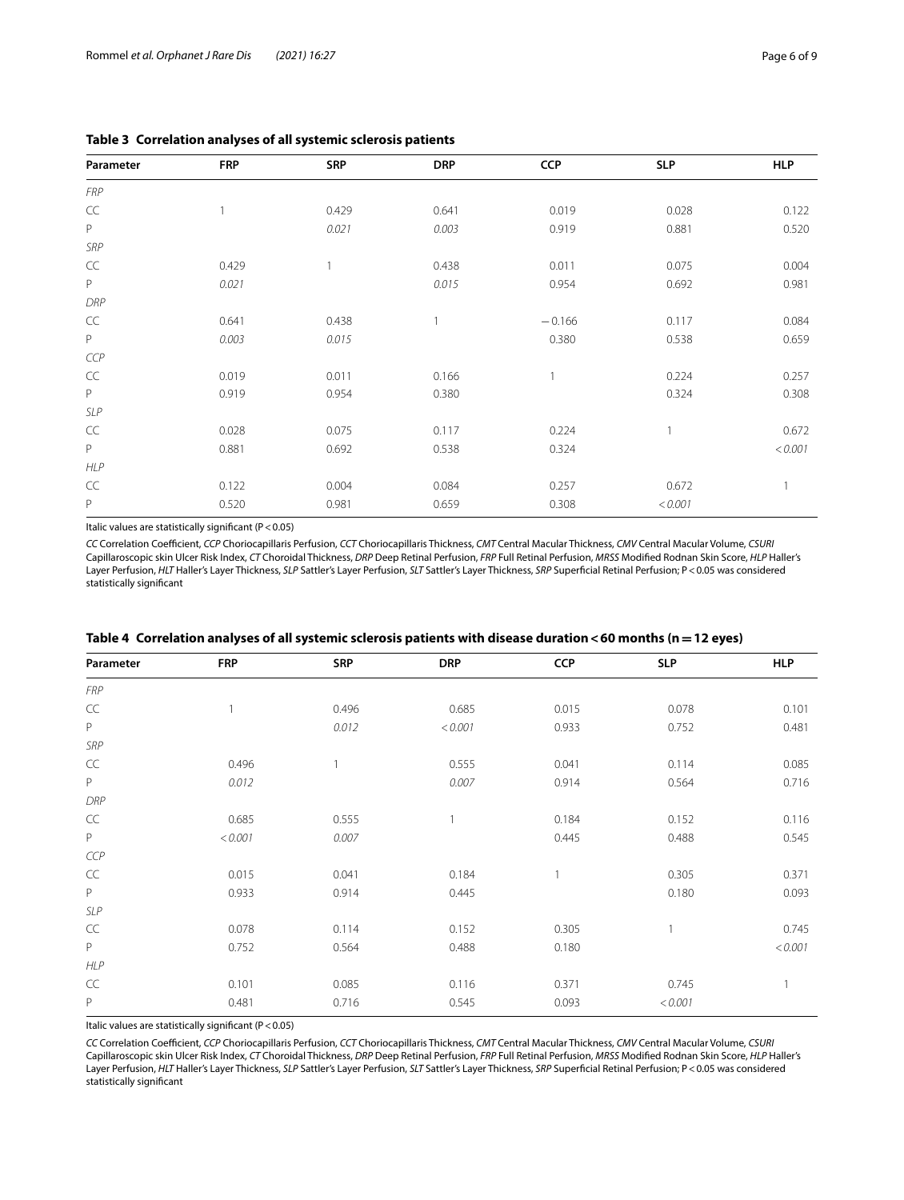**Table 3 Correlation analyses of all systemic sclerosis patients**

| Parameter | FRP | SRP | DRP | CCP | SLP | HLP |
|---|---|---|---|---|---|---|
| *FRP* | | | | | | |
| CC | 1 | 0.429 | 0.641 | 0.019 | 0.028 | 0.122 |
| P | | *0.021* | *0.003* | 0.919 | 0.881 | 0.520 |
| *SRP* | | | | | | |
| CC | 0.429 | 1 | 0.438 | 0.011 | 0.075 | 0.004 |
| P | *0.021* | | *0.015* | 0.954 | 0.692 | 0.981 |
| *DRP* | | | | | | |
| CC | 0.641 | 0.438 | 1 | −0.166 | 0.117 | 0.084 |
| P | *0.003* | *0.015* | | 0.380 | 0.538 | 0.659 |
| *CCP* | | | | | | |
| CC | 0.019 | 0.011 | 0.166 | 1 | 0.224 | 0.257 |
| P | 0.919 | 0.954 | 0.380 | | 0.324 | 0.308 |
| *SLP* | | | | | | |
| CC | 0.028 | 0.075 | 0.117 | 0.224 | 1 | 0.672 |
| P | 0.881 | 0.692 | 0.538 | 0.324 | | *<0.001* |
| *HLP* | | | | | | |
| CC | 0.122 | 0.004 | 0.084 | 0.257 | 0.672 | 1 |
| P | 0.520 | 0.981 | 0.659 | 0.308 | *<0.001* | |

Italic values are statistically significant ($P < 0.05$)

*CC* Correlation Coefficient, *CCP* Choriocapillaris Perfusion, *CCT* Choriocapillaris Thickness, *CMT* Central Macular Thickness, *CMV* Central Macular Volume, *CSURI* Capillaroscopic skin Ulcer Risk Index, *CT* Choroidal Thickness, *DRP* Deep Retinal Perfusion, *FRP* Full Retinal Perfusion, *MRSS* Modified Rodnan Skin Score, *HLP* Haller's Layer Perfusion, *HLT* Haller's Layer Thickness, *SLP* Sattler's Layer Perfusion, *SLT* Sattler's Layer Thickness, *SRP* Superficial Retinal Perfusion; $P < 0.05$ was considered statistically significant

**Table 4 Correlation analyses of all systemic sclerosis patients with disease duration <60 months (n = 12 eyes)**

| Parameter | FRP | SRP | DRP | CCP | SLP | HLP |
|---|---|---|---|---|---|---|
| *FRP* | | | | | | |
| CC | 1 | 0.496 | 0.685 | 0.015 | 0.078 | 0.101 |
| P | | *0.012* | *<0.001* | 0.933 | 0.752 | 0.481 |
| *SRP* | | | | | | |
| CC | 0.496 | 1 | 0.555 | 0.041 | 0.114 | 0.085 |
| P | *0.012* | | *0.007* | 0.914 | 0.564 | 0.716 |
| *DRP* | | | | | | |
| CC | 0.685 | 0.555 | 1 | 0.184 | 0.152 | 0.116 |
| P | *<0.001* | *0.007* | | 0.445 | 0.488 | 0.545 |
| *CCP* | | | | | | |
| CC | 0.015 | 0.041 | 0.184 | 1 | 0.305 | 0.371 |
| P | 0.933 | 0.914 | 0.445 | | 0.180 | 0.093 |
| *SLP* | | | | | | |
| CC | 0.078 | 0.114 | 0.152 | 0.305 | 1 | 0.745 |
| P | 0.752 | 0.564 | 0.488 | 0.180 | | *<0.001* |
| *HLP* | | | | | | |
| CC | 0.101 | 0.085 | 0.116 | 0.371 | 0.745 | 1 |
| P | 0.481 | 0.716 | 0.545 | 0.093 | *<0.001* | |

Italic values are statistically significant ($P < 0.05$)

*CC* Correlation Coefficient, *CCP* Choriocapillaris Perfusion, *CCT* Choriocapillaris Thickness, *CMT* Central Macular Thickness, *CMV* Central Macular Volume, *CSURI* Capillaroscopic skin Ulcer Risk Index, *CT* Choroidal Thickness, *DRP* Deep Retinal Perfusion, *FRP* Full Retinal Perfusion, *MRSS* Modified Rodnan Skin Score, *HLP* Haller's Layer Perfusion, *HLT* Haller's Layer Thickness, *SLP* Sattler's Layer Perfusion, *SLT* Sattler's Layer Thickness, *SRP* Superficial Retinal Perfusion; $P < 0.05$ was considered statistically significant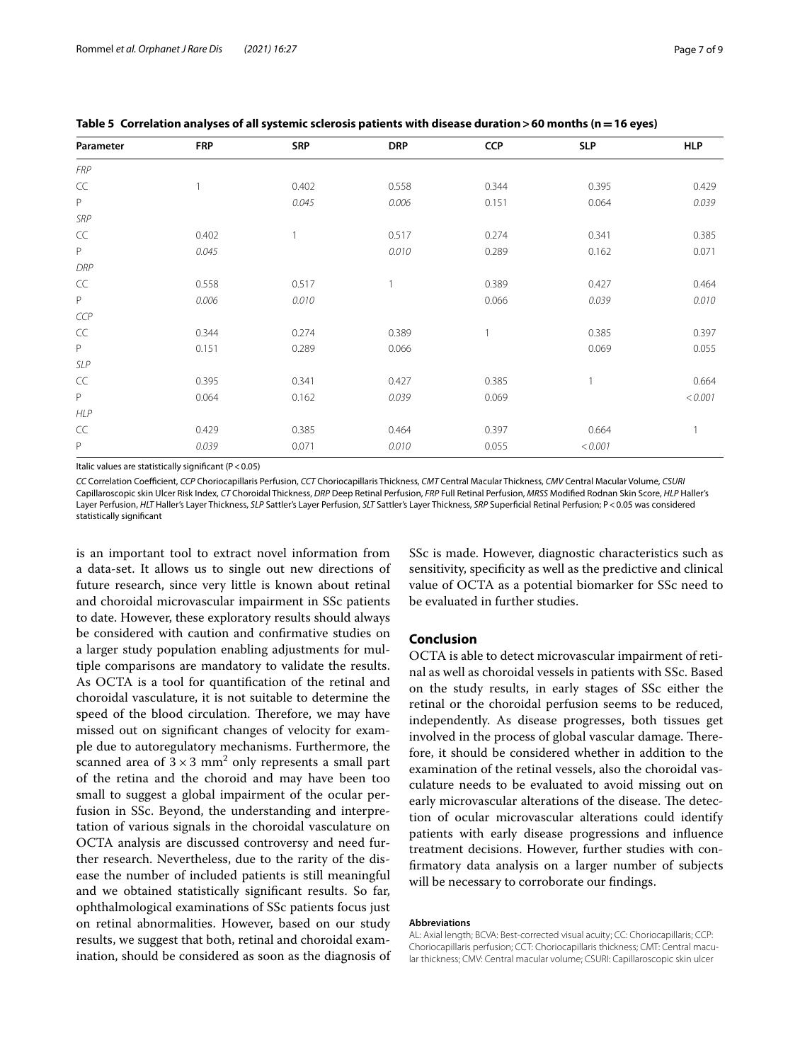**Table 5 Correlation analyses of all systemic sclerosis patients with disease duration > 60 months (n = 16 eyes)**

| Parameter | FRP | SRP | DRP | CCP | SLP | HLP |
|---|---|---|---|---|---|---|
| *FRP* | | | | | | |
| CC | 1 | 0.402 | 0.558 | 0.344 | 0.395 | 0.429 |
| P | | *0.045* | *0.006* | 0.151 | 0.064 | *0.039* |
| *SRP* | | | | | | |
| CC | 0.402 | 1 | 0.517 | 0.274 | 0.341 | 0.385 |
| P | *0.045* | | *0.010* | 0.289 | 0.162 | 0.071 |
| *DRP* | | | | | | |
| CC | 0.558 | 0.517 | 1 | 0.389 | 0.427 | 0.464 |
| P | *0.006* | *0.010* | | 0.066 | *0.039* | *0.010* |
| *CCP* | | | | | | |
| CC | 0.344 | 0.274 | 0.389 | 1 | 0.385 | 0.397 |
| P | 0.151 | 0.289 | 0.066 | | 0.069 | 0.055 |
| *SLP* | | | | | | |
| CC | 0.395 | 0.341 | 0.427 | 0.385 | 1 | 0.664 |
| P | 0.064 | 0.162 | *0.039* | 0.069 | | *< 0.001* |
| *HLP* | | | | | | |
| CC | 0.429 | 0.385 | 0.464 | 0.397 | 0.664 | 1 |
| P | *0.039* | 0.071 | *0.010* | 0.055 | *< 0.001* | |

Italic values are statistically significant (P < 0.05)

*CC* Correlation Coefficient, *CCP* Choriocapillaris Perfusion, *CCT* Choriocapillaris Thickness, *CMT* Central Macular Thickness, *CMV* Central Macular Volume, *CSURI* Capillaroscopic skin Ulcer Risk Index, *CT* Choroidal Thickness, *DRP* Deep Retinal Perfusion, *FRP* Full Retinal Perfusion, *MRSS* Modified Rodnan Skin Score, *HLP* Haller's Layer Perfusion, *HLT* Haller's Layer Thickness, *SLP* Sattler's Layer Perfusion, *SLT* Sattler's Layer Thickness, *SRP* Superficial Retinal Perfusion; P < 0.05 was considered statistically significant

is an important tool to extract novel information from a data-set. It allows us to single out new directions of future research, since very little is known about retinal and choroidal microvascular impairment in SSc patients to date. However, these exploratory results should always be considered with caution and confirmative studies on a larger study population enabling adjustments for multiple comparisons are mandatory to validate the results. As OCTA is a tool for quantification of the retinal and choroidal vasculature, it is not suitable to determine the speed of the blood circulation. Therefore, we may have missed out on significant changes of velocity for example due to autoregulatory mechanisms. Furthermore, the scanned area of $3 \times 3$ mm$^2$ only represents a small part of the retina and the choroid and may have been too small to suggest a global impairment of the ocular perfusion in SSc. Beyond, the understanding and interpretation of various signals in the choroidal vasculature on OCTA analysis are discussed controversy and need further research. Nevertheless, due to the rarity of the disease the number of included patients is still meaningful and we obtained statistically significant results. So far, ophthalmological examinations of SSc patients focus just on retinal abnormalities. However, based on our study results, we suggest that both, retinal and choroidal examination, should be considered as soon as the diagnosis of SSc is made. However, diagnostic characteristics such as sensitivity, specificity as well as the predictive and clinical value of OCTA as a potential biomarker for SSc need to be evaluated in further studies.

## Conclusion

OCTA is able to detect microvascular impairment of retinal as well as choroidal vessels in patients with SSc. Based on the study results, in early stages of SSc either the retinal or the choroidal perfusion seems to be reduced, independently. As disease progresses, both tissues get involved in the process of global vascular damage. Therefore, it should be considered whether in addition to the examination of the retinal vessels, also the choroidal vasculature needs to be evaluated to avoid missing out on early microvascular alterations of the disease. The detection of ocular microvascular alterations could identify patients with early disease progressions and influence treatment decisions. However, further studies with confirmatory data analysis on a larger number of subjects will be necessary to corroborate our findings.

#### Abbreviations

AL: Axial length; BCVA: Best-corrected visual acuity; CC: Choriocapillaris; CCP: Choriocapillaris perfusion; CCT: Choriocapillaris thickness; CMT: Central macular thickness; CMV: Central macular volume; CSURI: Capillaroscopic skin ulcer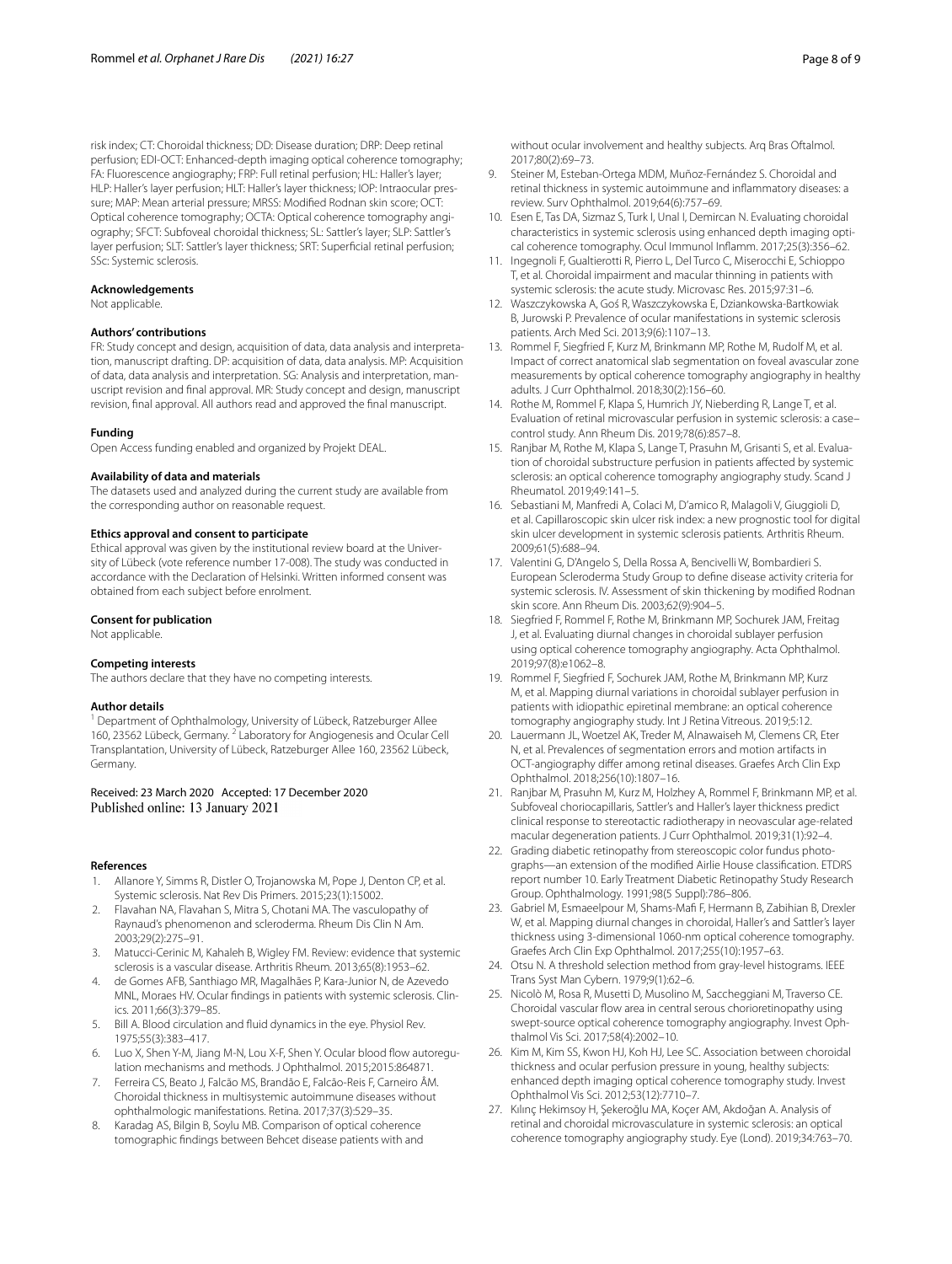risk index; CT: Choroidal thickness; DD: Disease duration; DRP: Deep retinal perfusion; EDI-OCT: Enhanced-depth imaging optical coherence tomography; FA: Fluorescence angiography; FRP: Full retinal perfusion; HL: Haller's layer; HLP: Haller's layer perfusion; HLT: Haller's layer thickness; IOP: Intraocular pressure; MAP: Mean arterial pressure; MRSS: Modified Rodnan skin score; OCT: Optical coherence tomography; OCTA: Optical coherence tomography angiography; SFCT: Subfoveal choroidal thickness; SL: Sattler's layer; SLP: Sattler's layer perfusion; SLT: Sattler's layer thickness; SRT: Superficial retinal perfusion; SSc: Systemic sclerosis.

### Acknowledgements

Not applicable.

### Authors' contributions

FR: Study concept and design, acquisition of data, data analysis and interpretation, manuscript drafting. DP: acquisition of data, data analysis. MP: Acquisition of data, data analysis and interpretation. SG: Analysis and interpretation, manuscript revision and final approval. MR: Study concept and design, manuscript revision, final approval. All authors read and approved the final manuscript.

### Funding

Open Access funding enabled and organized by Projekt DEAL.

### Availability of data and materials

The datasets used and analyzed during the current study are available from the corresponding author on reasonable request.

### Ethics approval and consent to participate

Ethical approval was given by the institutional review board at the University of Lübeck (vote reference number 17-008). The study was conducted in accordance with the Declaration of Helsinki. Written informed consent was obtained from each subject before enrolment.

### Consent for publication

Not applicable.

### Competing interests

The authors declare that they have no competing interests.

### Author details

[1] Department of Ophthalmology, University of Lübeck, Ratzeburger Allee 160, 23562 Lübeck, Germany. [2] Laboratory for Angiogenesis and Ocular Cell Transplantation, University of Lübeck, Ratzeburger Allee 160, 23562 Lübeck, Germany.

Received: 23 March 2020 Accepted: 17 December 2020
Published online: 13 January 2021

### References

1. Allanore Y, Simms R, Distler O, Trojanowska M, Pope J, Denton CP, et al. Systemic sclerosis. Nat Rev Dis Primers. 2015;23(1):15002.
2. Flavahan NA, Flavahan S, Mitra S, Chotani MA. The vasculopathy of Raynaud's phenomenon and scleroderma. Rheum Dis Clin N Am. 2003;29(2):275–91.
3. Matucci-Cerinic M, Kahaleh B, Wigley FM. Review: evidence that systemic sclerosis is a vascular disease. Arthritis Rheum. 2013;65(8):1953–62.
4. de Gomes AFB, Santhiago MR, Magalhães P, Kara-Junior N, de Azevedo MNL, Moraes HV. Ocular findings in patients with systemic sclerosis. Clinics. 2011;66(3):379–85.
5. Bill A. Blood circulation and fluid dynamics in the eye. Physiol Rev. 1975;55(3):383–417.
6. Luo X, Shen Y-M, Jiang M-N, Lou X-F, Shen Y. Ocular blood flow autoregulation mechanisms and methods. J Ophthalmol. 2015;2015:864871.
7. Ferreira CS, Beato J, Falcão MS, Brandão E, Falcão-Reis F, Carneiro ÂM. Choroidal thickness in multisystemic autoimmune diseases without ophthalmologic manifestations. Retina. 2017;37(3):529–35.
8. Karadag AS, Bilgin B, Soylu MB. Comparison of optical coherence tomographic findings between Behcet disease patients with and without ocular involvement and healthy subjects. Arq Bras Oftalmol. 2017;80(2):69–73.
9. Steiner M, Esteban-Ortega MDM, Muñoz-Fernández S. Choroidal and retinal thickness in systemic autoimmune and inflammatory diseases: a review. Surv Ophthalmol. 2019;64(6):757–69.
10. Esen E, Tas DA, Sizmaz S, Turk I, Unal I, Demircan N. Evaluating choroidal characteristics in systemic sclerosis using enhanced depth imaging optical coherence tomography. Ocul Immunol Inflamm. 2017;25(3):356–62.
11. Ingegnoli F, Gualtierotti R, Pierro L, Del Turco C, Miserocchi E, Schioppo T, et al. Choroidal impairment and macular thinning in patients with systemic sclerosis: the acute study. Microvasc Res. 2015;97:31–6.
12. Waszczykowska A, Goś R, Waszczykowska E, Dziankowska-Bartkowiak B, Jurowski P. Prevalence of ocular manifestations in systemic sclerosis patients. Arch Med Sci. 2013;9(6):1107–13.
13. Rommel F, Siegfried F, Kurz M, Brinkmann MP, Rothe M, Rudolf M, et al. Impact of correct anatomical slab segmentation on foveal avascular zone measurements by optical coherence tomography angiography in healthy adults. J Curr Ophthalmol. 2018;30(2):156–60.
14. Rothe M, Rommel F, Klapa S, Humrich JY, Nieberding R, Lange T, et al. Evaluation of retinal microvascular perfusion in systemic sclerosis: a case–control study. Ann Rheum Dis. 2019;78(6):857–8.
15. Ranjbar M, Rothe M, Klapa S, Lange T, Prasuhn M, Grisanti S, et al. Evaluation of choroidal substructure perfusion in patients affected by systemic sclerosis: an optical coherence tomography angiography study. Scand J Rheumatol. 2019;49:141–5.
16. Sebastiani M, Manfredi A, Colaci M, D'amico R, Malagoli V, Giuggioli D, et al. Capillaroscopic skin ulcer risk index: a new prognostic tool for digital skin ulcer development in systemic sclerosis patients. Arthritis Rheum. 2009;61(5):688–94.
17. Valentini G, D'Angelo S, Della Rossa A, Bencivelli W, Bombardieri S. European Scleroderma Study Group to define disease activity criteria for systemic sclerosis. IV. Assessment of skin thickening by modified Rodnan skin score. Ann Rheum Dis. 2003;62(9):904–5.
18. Siegfried F, Rommel F, Rothe M, Brinkmann MP, Sochurek JAM, Freitag J, et al. Evaluating diurnal changes in choroidal sublayer perfusion using optical coherence tomography angiography. Acta Ophthalmol. 2019;97(8):e1062–8.
19. Rommel F, Siegfried F, Sochurek JAM, Rothe M, Brinkmann MP, Kurz M, et al. Mapping diurnal variations in choroidal sublayer perfusion in patients with idiopathic epiretinal membrane: an optical coherence tomography angiography study. Int J Retina Vitreous. 2019;5:12.
20. Lauermann JL, Woetzel AK, Treder M, Alnawaiseh M, Clemens CR, Eter N, et al. Prevalences of segmentation errors and motion artifacts in OCT-angiography differ among retinal diseases. Graefes Arch Clin Exp Ophthalmol. 2018;256(10):1807–16.
21. Ranjbar M, Prasuhn M, Kurz M, Holzhey A, Rommel F, Brinkmann MP, et al. Subfoveal choriocapillaris, Sattler's and Haller's layer thickness predict clinical response to stereotactic radiotherapy in neovascular age-related macular degeneration patients. J Curr Ophthalmol. 2019;31(1):92–4.
22. Grading diabetic retinopathy from stereoscopic color fundus photographs—an extension of the modified Airlie House classification. ETDRS report number 10. Early Treatment Diabetic Retinopathy Study Research Group. Ophthalmology. 1991;98(5 Suppl):786–806.
23. Gabriel M, Esmaeelpour M, Shams-Mafi F, Hermann B, Zabihian B, Drexler W, et al. Mapping diurnal changes in choroidal, Haller's and Sattler's layer thickness using 3-dimensional 1060-nm optical coherence tomography. Graefes Arch Clin Exp Ophthalmol. 2017;255(10):1957–63.
24. Otsu N. A threshold selection method from gray-level histograms. IEEE Trans Syst Man Cybern. 1979;9(1):62–6.
25. Nicolò M, Rosa R, Musetti D, Musolino M, Saccheggiani M, Traverso CE. Choroidal vascular flow area in central serous chorioretinopathy using swept-source optical coherence tomography angiography. Invest Ophthalmol Vis Sci. 2017;58(4):2002–10.
26. Kim M, Kim SS, Kwon HJ, Koh HJ, Lee SC. Association between choroidal thickness and ocular perfusion pressure in young, healthy subjects: enhanced depth imaging optical coherence tomography study. Invest Ophthalmol Vis Sci. 2012;53(12):7710–7.
27. Kılınç Hekimsoy H, Şekeroğlu MA, Koçer AM, Akdoğan A. Analysis of retinal and choroidal microvasculature in systemic sclerosis: an optical coherence tomography angiography study. Eye (Lond). 2019;34:763–70.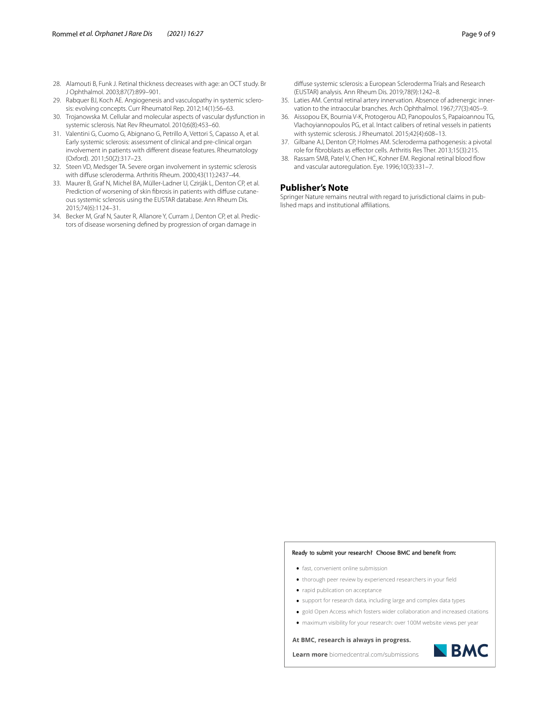28. Alamouti B, Funk J. Retinal thickness decreases with age: an OCT study. Br J Ophthalmol. 2003;87(7):899–901.
29. Rabquer BJ, Koch AE. Angiogenesis and vasculopathy in systemic sclerosis: evolving concepts. Curr Rheumatol Rep. 2012;14(1):56–63.
30. Trojanowska M. Cellular and molecular aspects of vascular dysfunction in systemic sclerosis. Nat Rev Rheumatol. 2010;6(8):453–60.
31. Valentini G, Cuomo G, Abignano G, Petrillo A, Vettori S, Capasso A, et al. Early systemic sclerosis: assessment of clinical and pre-clinical organ involvement in patients with different disease features. Rheumatology (Oxford). 2011;50(2):317–23.
32. Steen VD, Medsger TA. Severe organ involvement in systemic sclerosis with diffuse scleroderma. Arthritis Rheum. 2000;43(11):2437–44.
33. Maurer B, Graf N, Michel BA, Müller-Ladner U, Czirják L, Denton CP, et al. Prediction of worsening of skin fibrosis in patients with diffuse cutaneous systemic sclerosis using the EUSTAR database. Ann Rheum Dis. 2015;74(6):1124–31.
34. Becker M, Graf N, Sauter R, Allanore Y, Curram J, Denton CP, et al. Predictors of disease worsening defined by progression of organ damage in diffuse systemic sclerosis: a European Scleroderma Trials and Research (EUSTAR) analysis. Ann Rheum Dis. 2019;78(9):1242–8.
35. Laties AM. Central retinal artery innervation. Absence of adrenergic innervation to the intraocular branches. Arch Ophthalmol. 1967;77(3):405–9.
36. Aissopou EK, Bournia V-K, Protogerou AD, Panopoulos S, Papaioannou TG, Vlachoyiannopoulos PG, et al. Intact calibers of retinal vessels in patients with systemic sclerosis. J Rheumatol. 2015;42(4):608–13.
37. Gilbane AJ, Denton CP, Holmes AM. Scleroderma pathogenesis: a pivotal role for fibroblasts as effector cells. Arthritis Res Ther. 2013;15(3):215.
38. Rassam SMB, Patel V, Chen HC, Kohner EM. Regional retinal blood flow and vascular autoregulation. Eye. 1996;10(3):331–7.

## Publisher's Note

Springer Nature remains neutral with regard to jurisdictional claims in published maps and institutional affiliations.

Ready to submit your research? Choose BMC and benefit from:

- fast, convenient online submission
- thorough peer review by experienced researchers in your field
- rapid publication on acceptance
- support for research data, including large and complex data types
- gold Open Access which fosters wider collaboration and increased citations
- maximum visibility for your research: over 100M website views per year

**At BMC, research is always in progress.**

**Learn more** biomedcentral.com/submissions

BMC